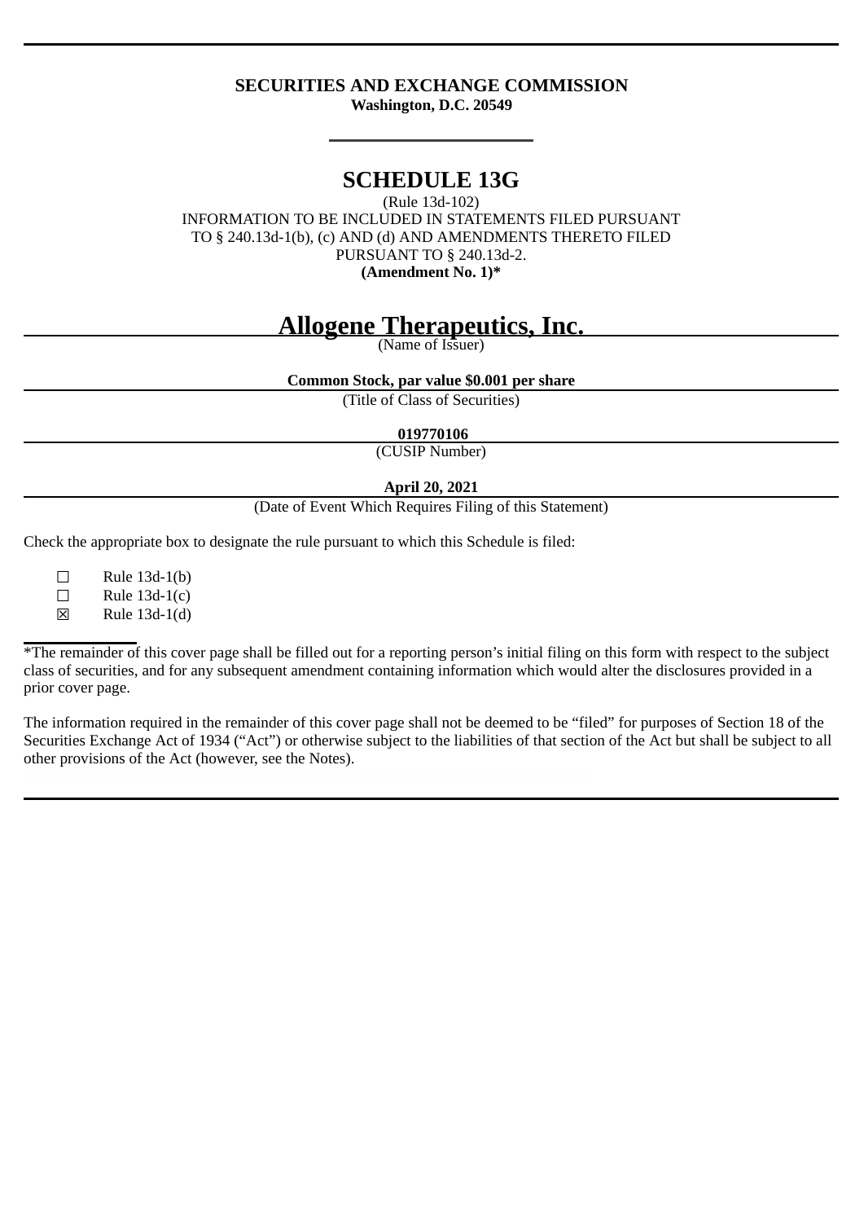**SECURITIES AND EXCHANGE COMMISSION**
**Washington, D.C. 20549**

# SCHEDULE 13G

(Rule 13d-102)
INFORMATION TO BE INCLUDED IN STATEMENTS FILED PURSUANT TO § 240.13d-1(b), (c) AND (d) AND AMENDMENTS THERETO FILED PURSUANT TO § 240.13d-2.
**(Amendment No. 1)***

# Allogene Therapeutics, Inc.

(Name of Issuer)

**Common Stock, par value $0.001 per share**

(Title of Class of Securities)

**019770106**

(CUSIP Number)

**April 20, 2021**

(Date of Event Which Requires Filing of this Statement)

Check the appropriate box to designate the rule pursuant to which this Schedule is filed:

☐ Rule 13d-1(b)
☐ Rule 13d-1(c)
☒ Rule 13d-1(d)

*The remainder of this cover page shall be filled out for a reporting person's initial filing on this form with respect to the subject class of securities, and for any subsequent amendment containing information which would alter the disclosures provided in a prior cover page.

The information required in the remainder of this cover page shall not be deemed to be "filed" for purposes of Section 18 of the Securities Exchange Act of 1934 ("Act") or otherwise subject to the liabilities of that section of the Act but shall be subject to all other provisions of the Act (however, see the Notes).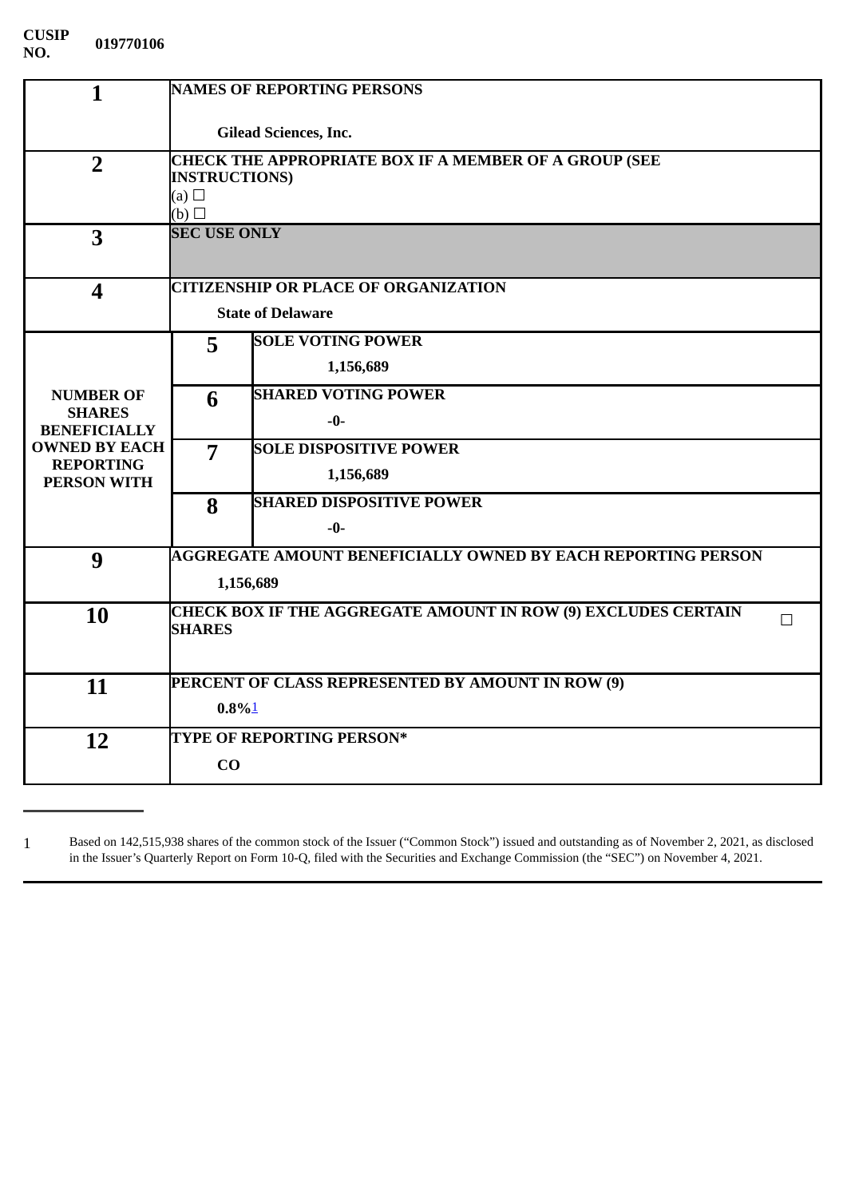**CUSIP NO.** **019770106**

| 1 | NAMES OF REPORTING PERSONS | |
|---|---|---|
| | **Gilead Sciences, Inc.** | |
| 2 | CHECK THE APPROPRIATE BOX IF A MEMBER OF A GROUP (SEE INSTRUCTIONS)<br>(a) ☐<br>(b) ☐ | |
| 3 | SEC USE ONLY | |
| 4 | CITIZENSHIP OR PLACE OF ORGANIZATION<br>**State of Delaware** | |
| NUMBER OF SHARES BENEFICIALLY OWNED BY EACH REPORTING PERSON WITH | 5 | SOLE VOTING POWER<br>**1,156,689** |
| | 6 | SHARED VOTING POWER<br>**-0-** |
| | 7 | SOLE DISPOSITIVE POWER<br>**1,156,689** |
| | 8 | SHARED DISPOSITIVE POWER<br>**-0-** |
| 9 | AGGREGATE AMOUNT BENEFICIALLY OWNED BY EACH REPORTING PERSON<br>**1,156,689** | |
| 10 | CHECK BOX IF THE AGGREGATE AMOUNT IN ROW (9) EXCLUDES CERTAIN SHARES ☐ | |
| 11 | PERCENT OF CLASS REPRESENTED BY AMOUNT IN ROW (9)<br>**0.8%**[1] | |
| 12 | TYPE OF REPORTING PERSON*<br>**CO** | |

1 Based on 142,515,938 shares of the common stock of the Issuer ("Common Stock") issued and outstanding as of November 2, 2021, as disclosed in the Issuer's Quarterly Report on Form 10-Q, filed with the Securities and Exchange Commission (the "SEC") on November 4, 2021.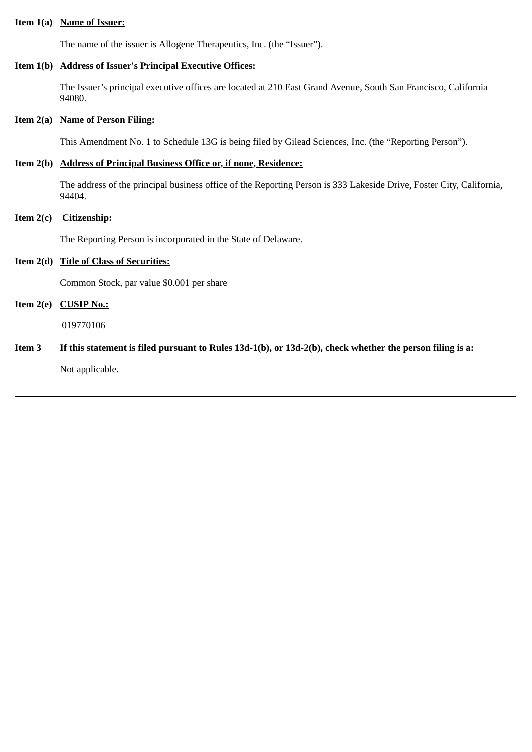**Item 1(a)** **Name of Issuer:**

The name of the issuer is Allogene Therapeutics, Inc. (the “Issuer”).

**Item 1(b)** **Address of Issuer's Principal Executive Offices:**

The Issuer’s principal executive offices are located at 210 East Grand Avenue, South San Francisco, California 94080.

**Item 2(a)** **Name of Person Filing:**

This Amendment No. 1 to Schedule 13G is being filed by Gilead Sciences, Inc. (the “Reporting Person”).

**Item 2(b)** **Address of Principal Business Office or, if none, Residence:**

The address of the principal business office of the Reporting Person is 333 Lakeside Drive, Foster City, California, 94404.

**Item 2(c)** **Citizenship:**

The Reporting Person is incorporated in the State of Delaware.

**Item 2(d)** **Title of Class of Securities:**

Common Stock, par value $0.001 per share

**Item 2(e)** **CUSIP No.:**

019770106

**Item 3** **If this statement is filed pursuant to Rules 13d-1(b), or 13d-2(b), check whether the person filing is a:**

Not applicable.

---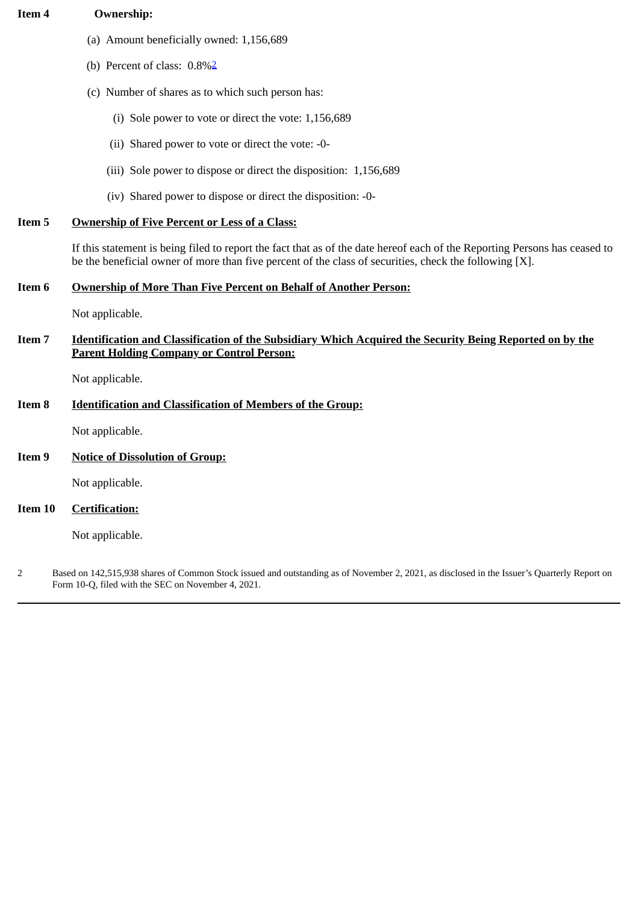**Item 4 Ownership:**

(a) Amount beneficially owned: 1,156,689

(b) Percent of class: 0.8%[2]

(c) Number of shares as to which such person has:

(i) Sole power to vote or direct the vote: 1,156,689

(ii) Shared power to vote or direct the vote: -0-

(iii) Sole power to dispose or direct the disposition: 1,156,689

(iv) Shared power to dispose or direct the disposition: -0-

**Item 5 Ownership of Five Percent or Less of a Class:**

If this statement is being filed to report the fact that as of the date hereof each of the Reporting Persons has ceased to be the beneficial owner of more than five percent of the class of securities, check the following [X].

**Item 6 Ownership of More Than Five Percent on Behalf of Another Person:**

Not applicable.

**Item 7 Identification and Classification of the Subsidiary Which Acquired the Security Being Reported on by the Parent Holding Company or Control Person:**

Not applicable.

**Item 8 Identification and Classification of Members of the Group:**

Not applicable.

**Item 9 Notice of Dissolution of Group:**

Not applicable.

**Item 10 Certification:**

Not applicable.

2 Based on 142,515,938 shares of Common Stock issued and outstanding as of November 2, 2021, as disclosed in the Issuer's Quarterly Report on Form 10-Q, filed with the SEC on November 4, 2021.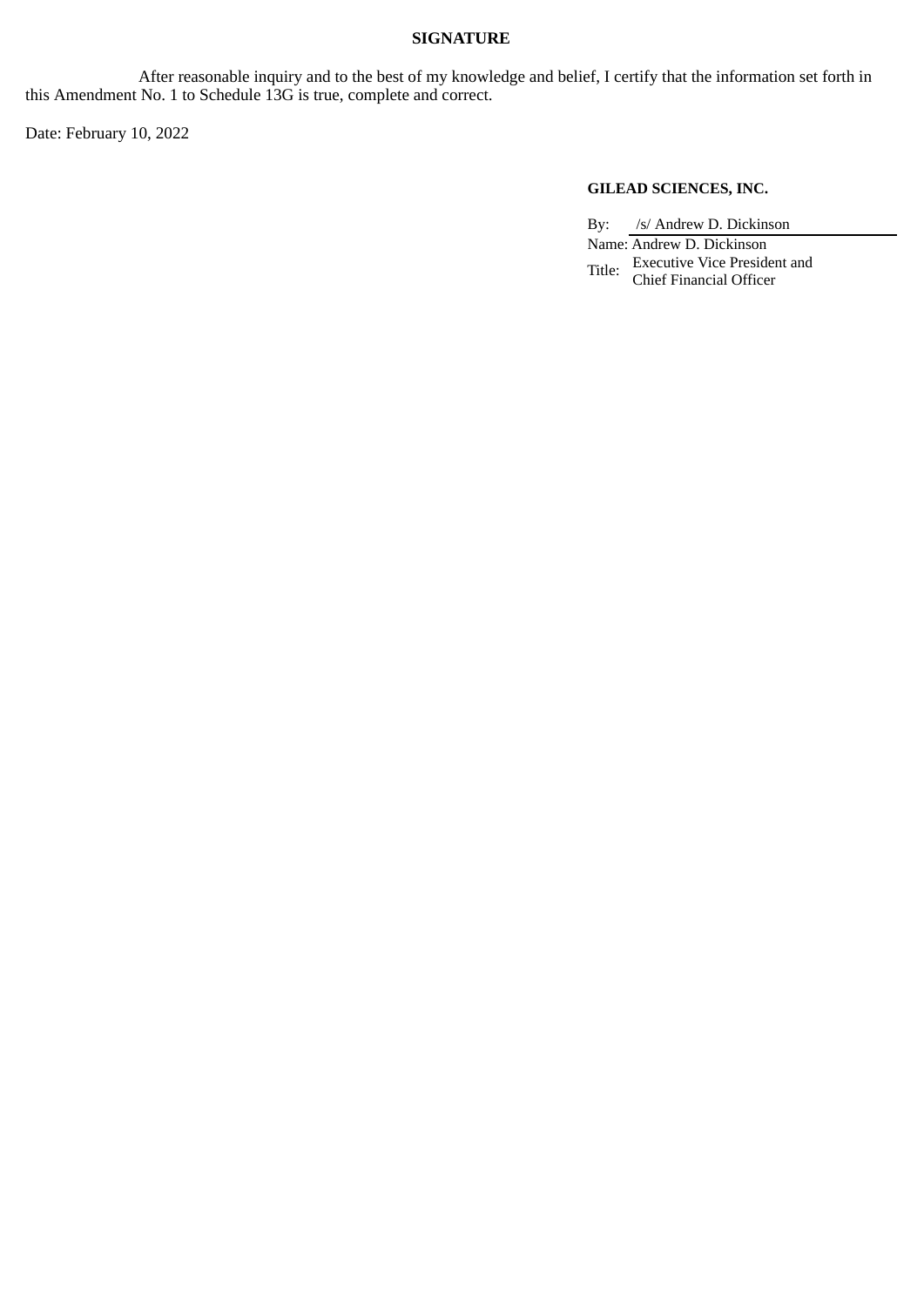**SIGNATURE**

After reasonable inquiry and to the best of my knowledge and belief, I certify that the information set forth in this Amendment No. 1 to Schedule 13G is true, complete and correct.

Date: February 10, 2022

**GILEAD SCIENCES, INC.**

By: /s/ Andrew D. Dickinson
Name: Andrew D. Dickinson
Title: Executive Vice President and Chief Financial Officer